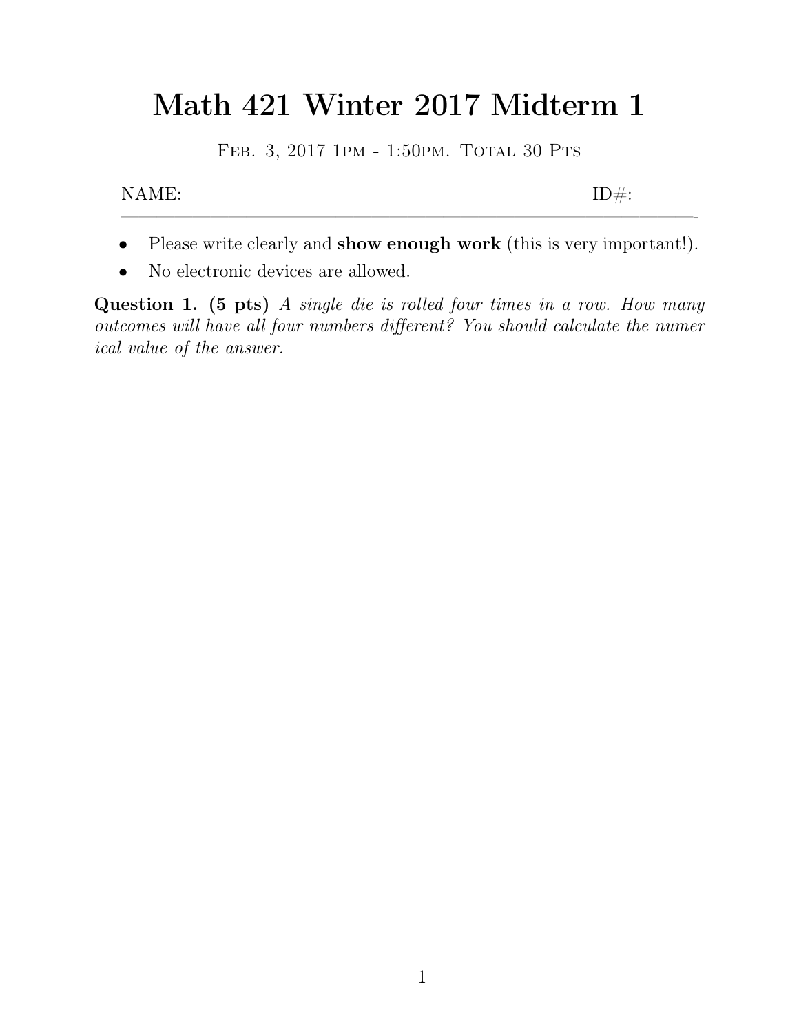# Math 421 Winter 2017 Midterm 1

Feb. 3, 2017 1pm - 1:50pm. Total 30 Pts

NAME: ID#:

---

- Please write clearly and **show enough work** (this is very important!).
- No electronic devices are allowed.

**Question 1. (5 pts)** *A single die is rolled four times in a row. How many outcomes will have all four numbers different? You should calculate the numerical value of the answer.*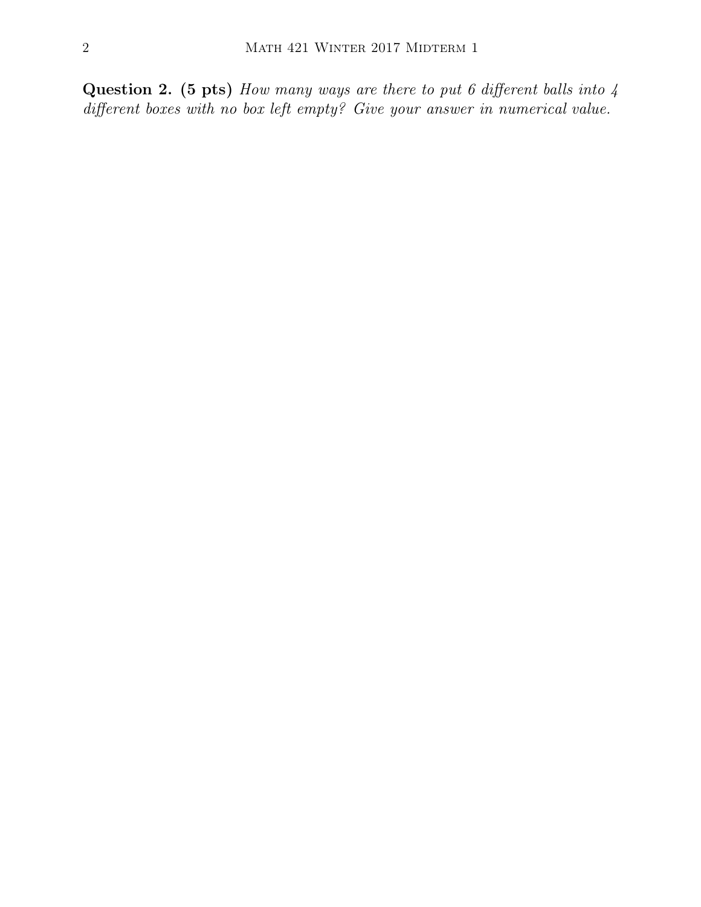**Question 2. (5 pts)** *How many ways are there to put 6 different balls into 4 different boxes with no box left empty? Give your answer in numerical value.*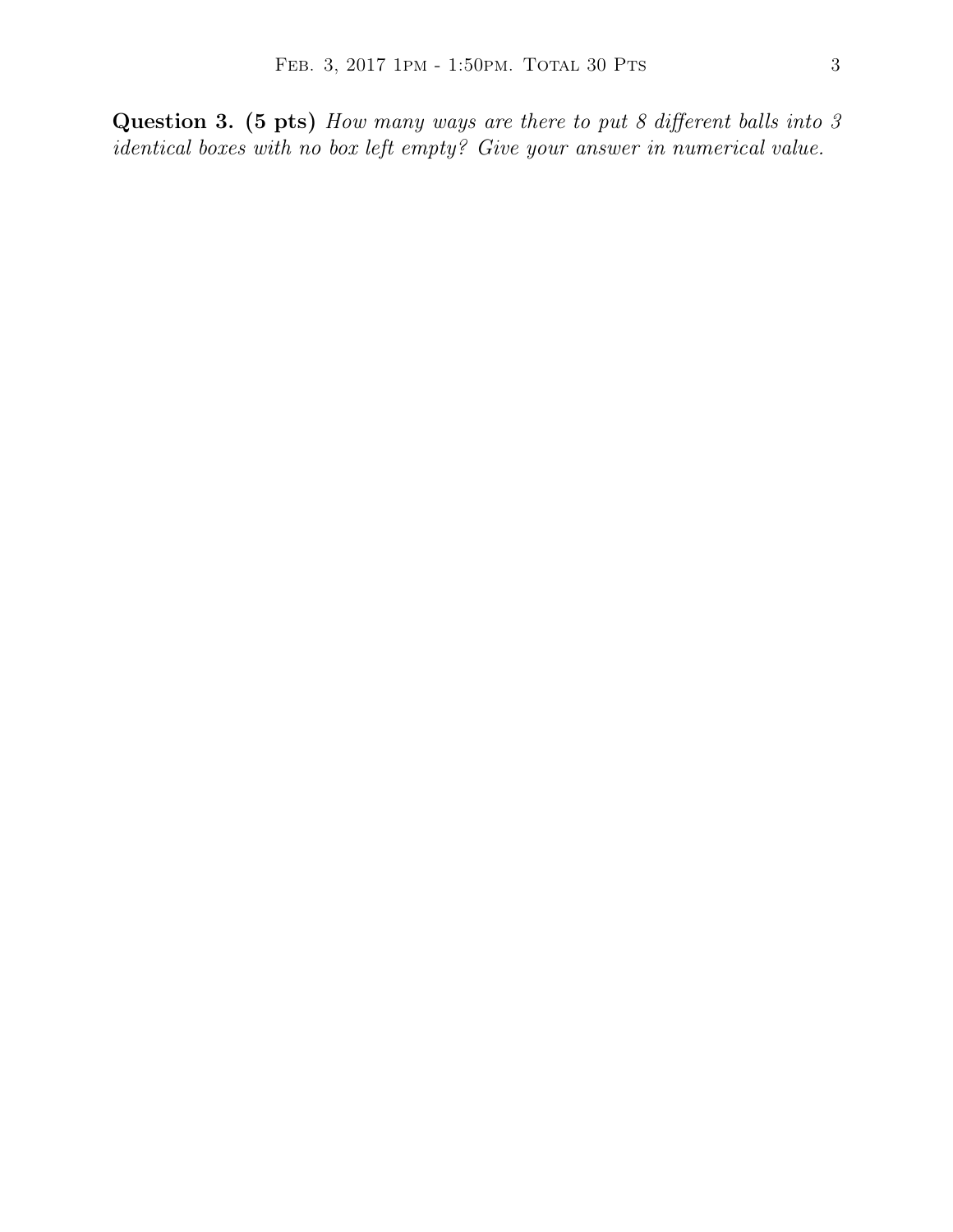**Question 3. (5 pts)** *How many ways are there to put 8 different balls into 3 identical boxes with no box left empty? Give your answer in numerical value.*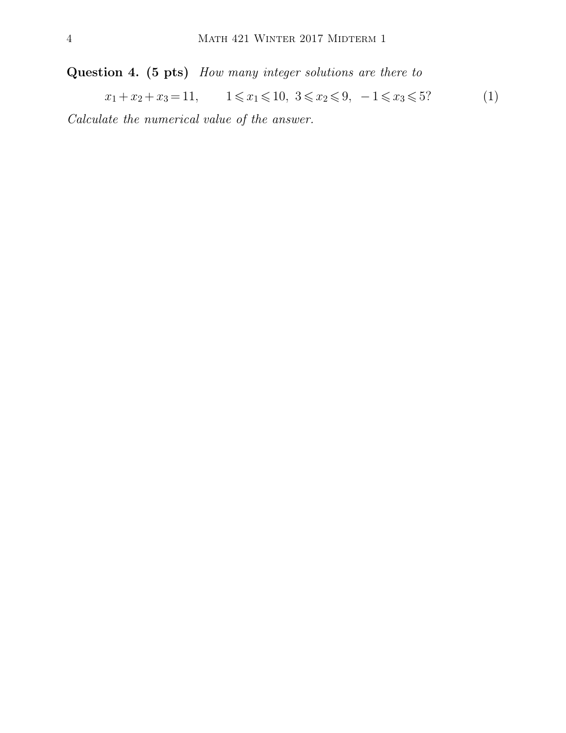**Question 4. (5 pts)** *How many integer solutions are there to*

$$x_1 + x_2 + x_3 = 11, \qquad 1 \leqslant x_1 \leqslant 10,\ 3 \leqslant x_2 \leqslant 9,\ -1 \leqslant x_3 \leqslant 5? \tag{1}$$

*Calculate the numerical value of the answer.*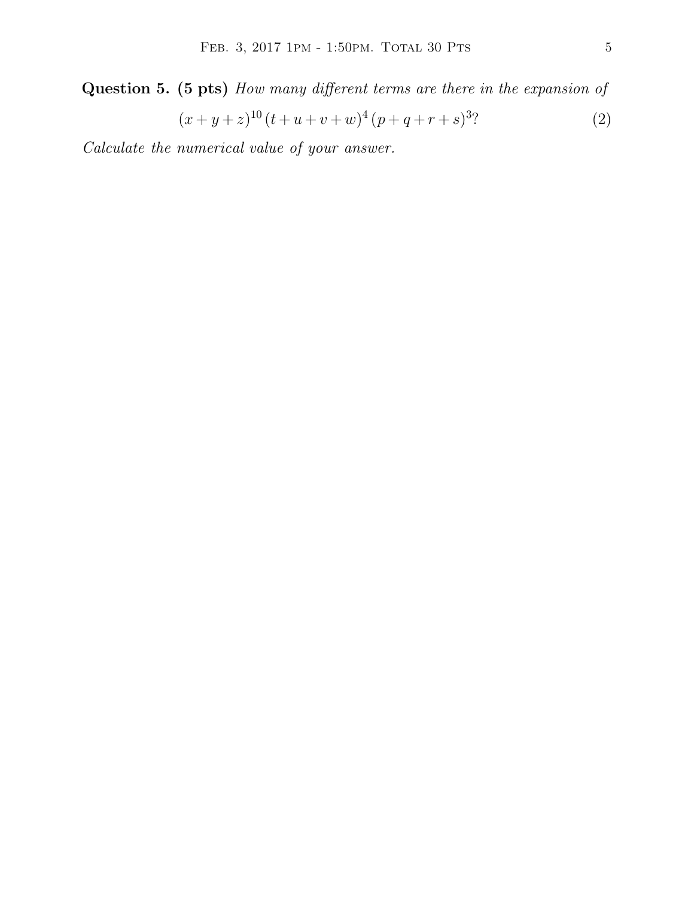**Question 5. (5 pts)** *How many different terms are there in the expansion of*

$$(x+y+z)^{10}\,(t+u+v+w)^4\,(p+q+r+s)^3? \tag{2}$$

*Calculate the numerical value of your answer.*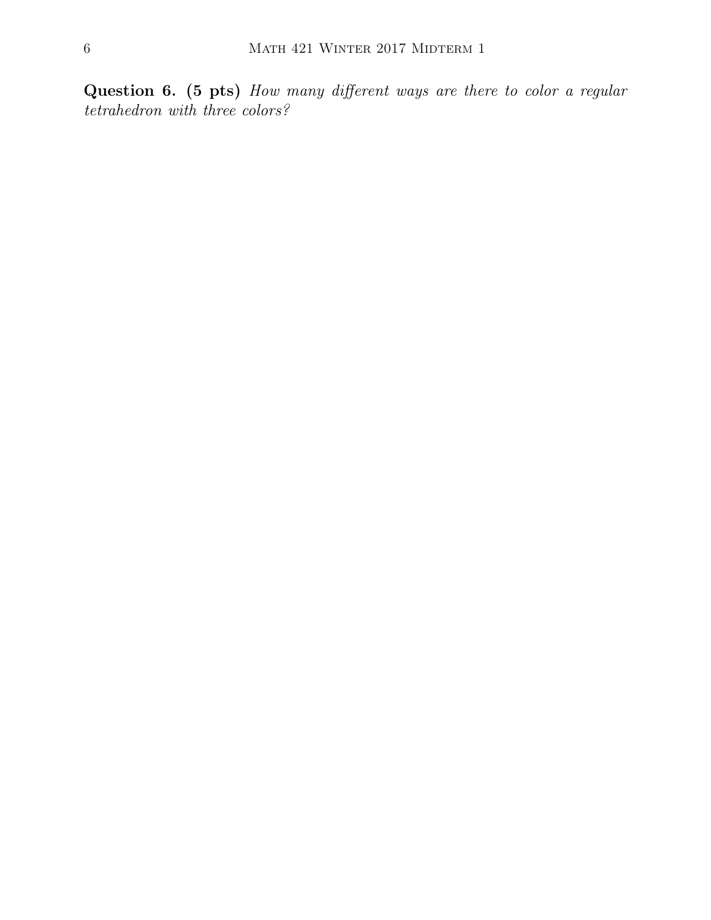**Question 6. (5 pts)** *How many different ways are there to color a regular tetrahedron with three colors?*